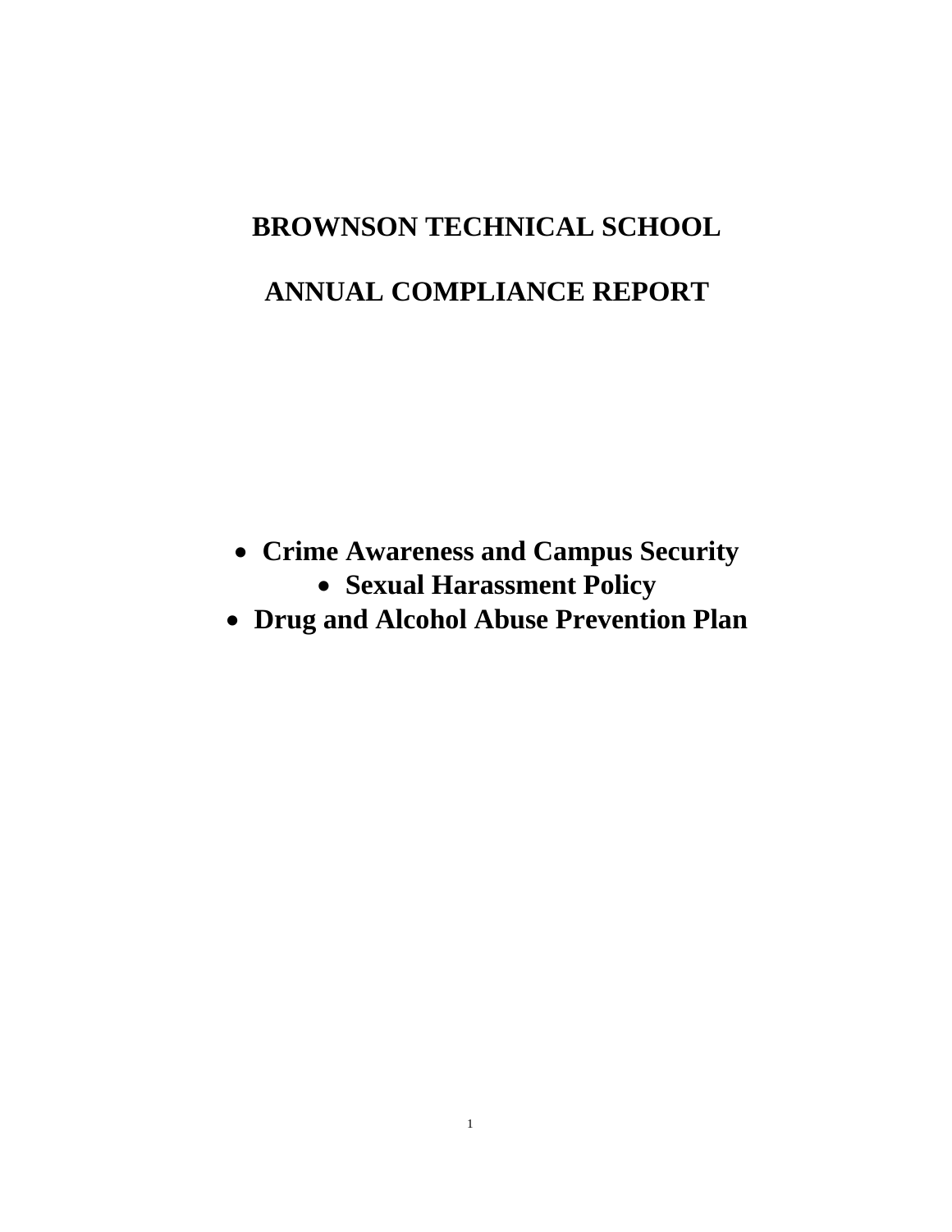# BROWNSON TECHNICAL SCHOOL

# ANNUAL COMPLIANCE REPORT

- **Crime Awareness and Campus Security**
- **Sexual Harassment Policy**
- **Drug and Alcohol Abuse Prevention Plan**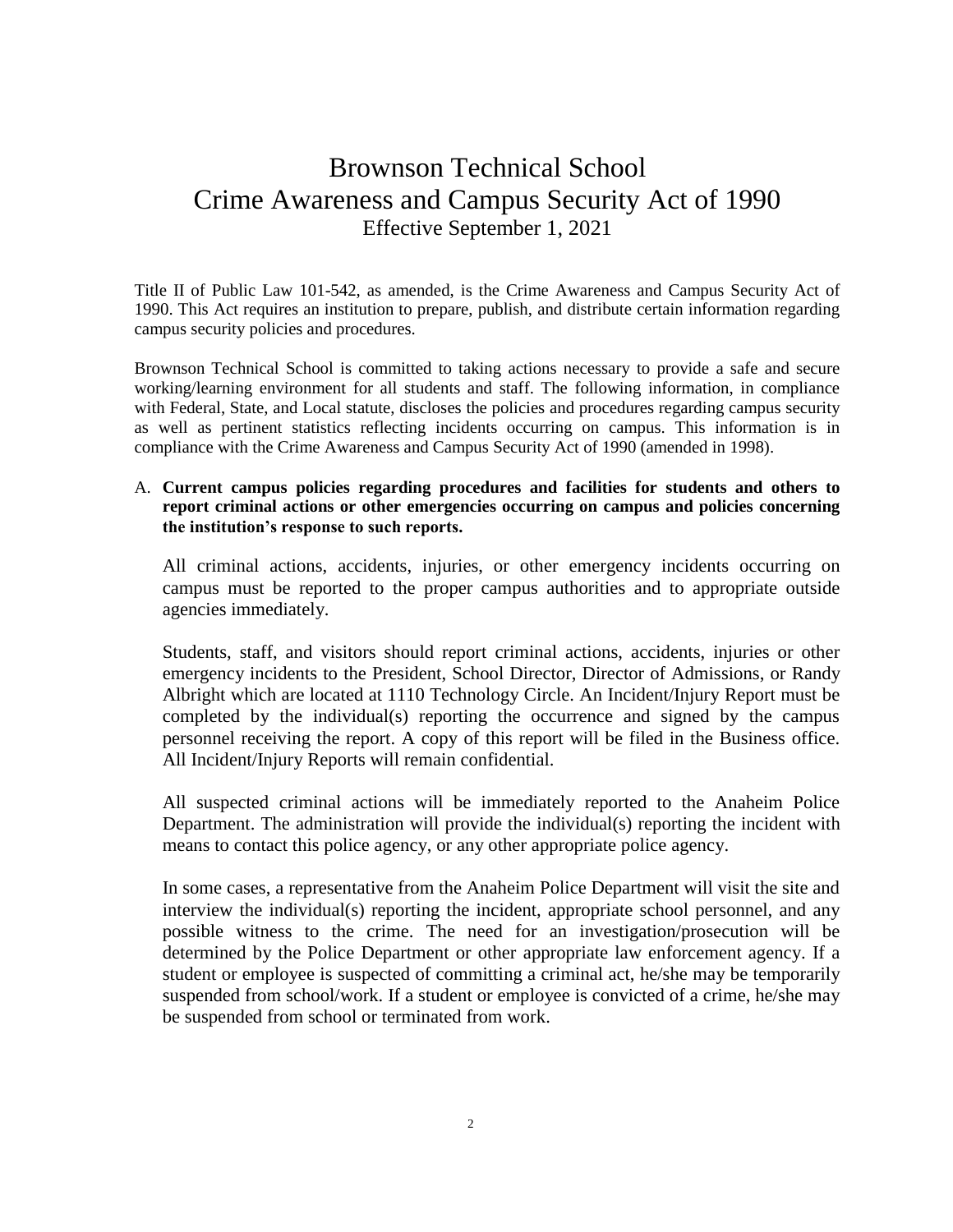# Brownson Technical School
# Crime Awareness and Campus Security Act of 1990

Effective September 1, 2021

Title II of Public Law 101-542, as amended, is the Crime Awareness and Campus Security Act of 1990. This Act requires an institution to prepare, publish, and distribute certain information regarding campus security policies and procedures.

Brownson Technical School is committed to taking actions necessary to provide a safe and secure working/learning environment for all students and staff. The following information, in compliance with Federal, State, and Local statute, discloses the policies and procedures regarding campus security as well as pertinent statistics reflecting incidents occurring on campus. This information is in compliance with the Crime Awareness and Campus Security Act of 1990 (amended in 1998).

A. **Current campus policies regarding procedures and facilities for students and others to report criminal actions or other emergencies occurring on campus and policies concerning the institution's response to such reports.**

All criminal actions, accidents, injuries, or other emergency incidents occurring on campus must be reported to the proper campus authorities and to appropriate outside agencies immediately.

Students, staff, and visitors should report criminal actions, accidents, injuries or other emergency incidents to the President, School Director, Director of Admissions, or Randy Albright which are located at 1110 Technology Circle. An Incident/Injury Report must be completed by the individual(s) reporting the occurrence and signed by the campus personnel receiving the report. A copy of this report will be filed in the Business office. All Incident/Injury Reports will remain confidential.

All suspected criminal actions will be immediately reported to the Anaheim Police Department. The administration will provide the individual(s) reporting the incident with means to contact this police agency, or any other appropriate police agency.

In some cases, a representative from the Anaheim Police Department will visit the site and interview the individual(s) reporting the incident, appropriate school personnel, and any possible witness to the crime. The need for an investigation/prosecution will be determined by the Police Department or other appropriate law enforcement agency. If a student or employee is suspected of committing a criminal act, he/she may be temporarily suspended from school/work. If a student or employee is convicted of a crime, he/she may be suspended from school or terminated from work.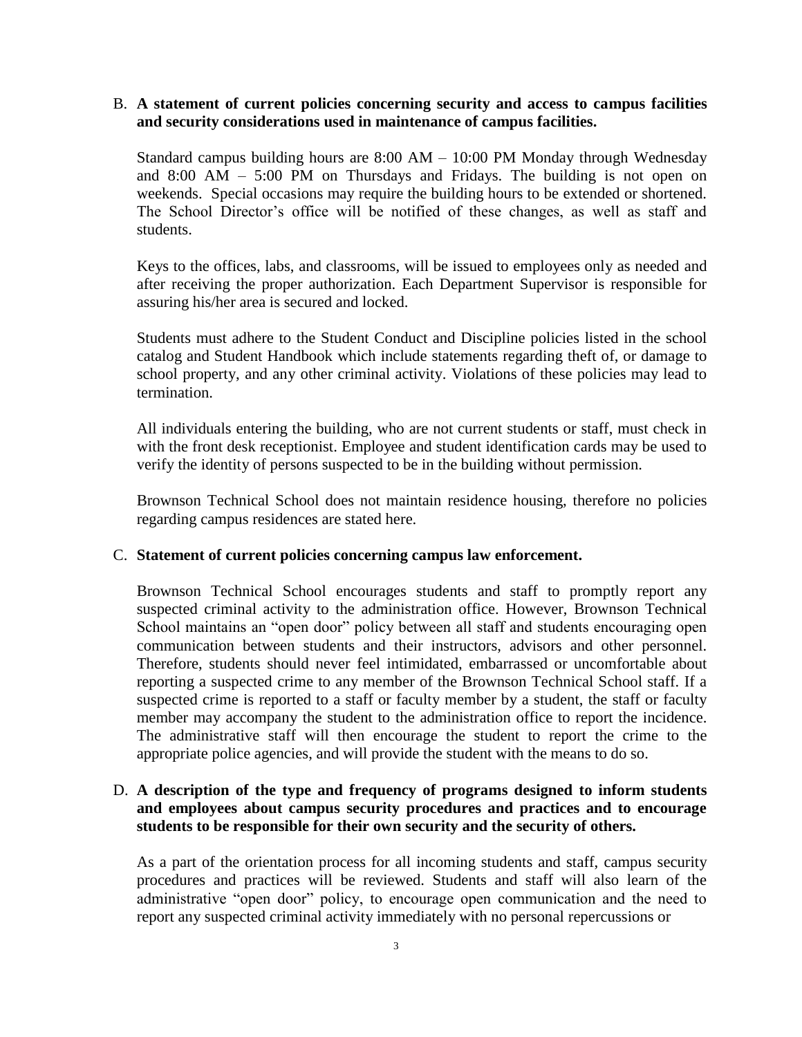B. **A statement of current policies concerning security and access to campus facilities and security considerations used in maintenance of campus facilities.**

Standard campus building hours are 8:00 AM – 10:00 PM Monday through Wednesday and 8:00 AM – 5:00 PM on Thursdays and Fridays. The building is not open on weekends. Special occasions may require the building hours to be extended or shortened. The School Director's office will be notified of these changes, as well as staff and students.

Keys to the offices, labs, and classrooms, will be issued to employees only as needed and after receiving the proper authorization. Each Department Supervisor is responsible for assuring his/her area is secured and locked.

Students must adhere to the Student Conduct and Discipline policies listed in the school catalog and Student Handbook which include statements regarding theft of, or damage to school property, and any other criminal activity. Violations of these policies may lead to termination.

All individuals entering the building, who are not current students or staff, must check in with the front desk receptionist. Employee and student identification cards may be used to verify the identity of persons suspected to be in the building without permission.

Brownson Technical School does not maintain residence housing, therefore no policies regarding campus residences are stated here.

C. **Statement of current policies concerning campus law enforcement.**

Brownson Technical School encourages students and staff to promptly report any suspected criminal activity to the administration office. However, Brownson Technical School maintains an "open door" policy between all staff and students encouraging open communication between students and their instructors, advisors and other personnel. Therefore, students should never feel intimidated, embarrassed or uncomfortable about reporting a suspected crime to any member of the Brownson Technical School staff. If a suspected crime is reported to a staff or faculty member by a student, the staff or faculty member may accompany the student to the administration office to report the incidence. The administrative staff will then encourage the student to report the crime to the appropriate police agencies, and will provide the student with the means to do so.

D. **A description of the type and frequency of programs designed to inform students and employees about campus security procedures and practices and to encourage students to be responsible for their own security and the security of others.**

As a part of the orientation process for all incoming students and staff, campus security procedures and practices will be reviewed. Students and staff will also learn of the administrative "open door" policy, to encourage open communication and the need to report any suspected criminal activity immediately with no personal repercussions or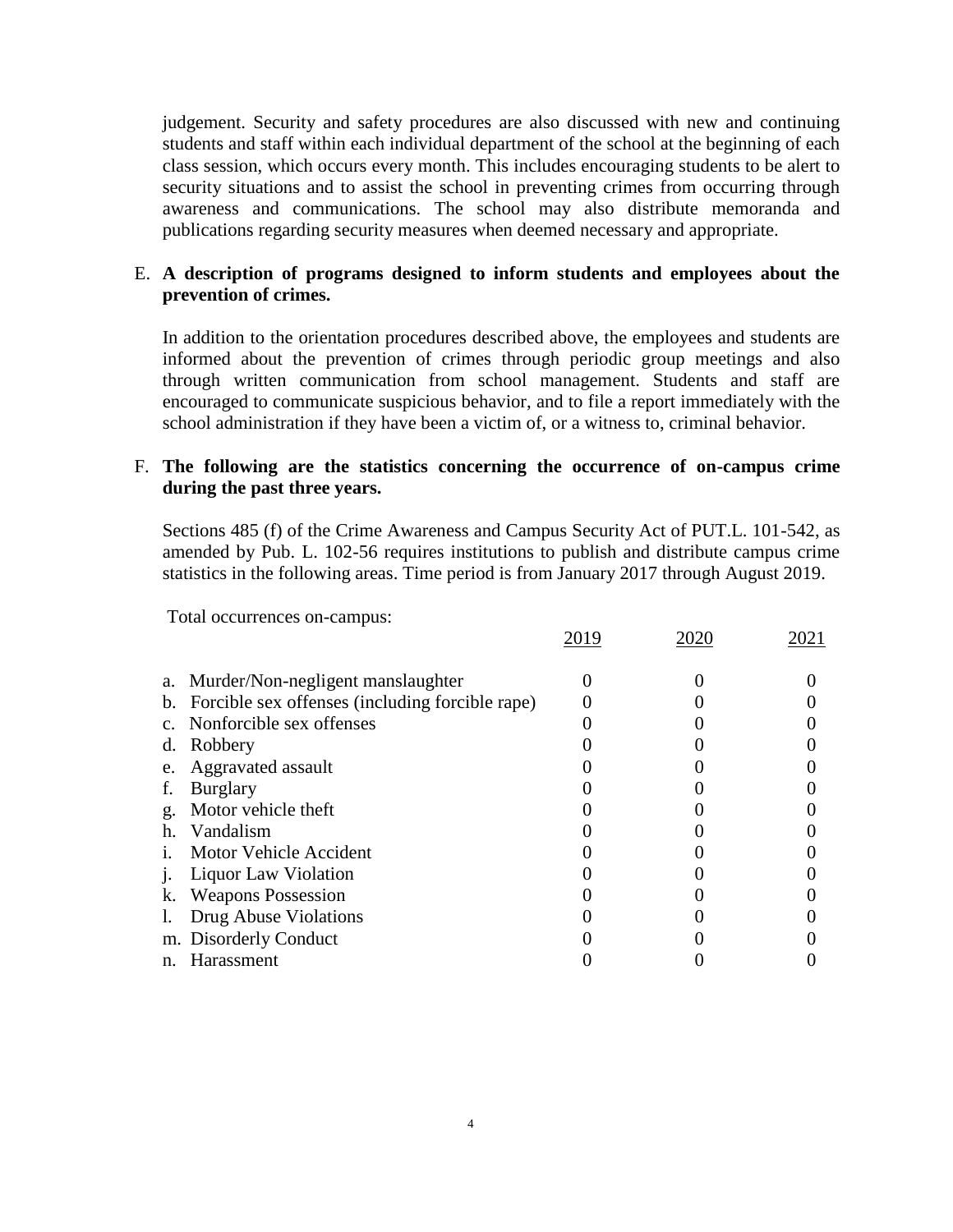judgement. Security and safety procedures are also discussed with new and continuing students and staff within each individual department of the school at the beginning of each class session, which occurs every month. This includes encouraging students to be alert to security situations and to assist the school in preventing crimes from occurring through awareness and communications. The school may also distribute memoranda and publications regarding security measures when deemed necessary and appropriate.

E. **A description of programs designed to inform students and employees about the prevention of crimes.**

In addition to the orientation procedures described above, the employees and students are informed about the prevention of crimes through periodic group meetings and also through written communication from school management. Students and staff are encouraged to communicate suspicious behavior, and to file a report immediately with the school administration if they have been a victim of, or a witness to, criminal behavior.

F. **The following are the statistics concerning the occurrence of on-campus crime during the past three years.**

Sections 485 (f) of the Crime Awareness and Campus Security Act of PUT.L. 101-542, as amended by Pub. L. 102-56 requires institutions to publish and distribute campus crime statistics in the following areas. Time period is from January 2017 through August 2019.

Total occurrences on-campus:

| | 2019 | 2020 | 2021 |
|---|---|---|---|
| a. Murder/Non-negligent manslaughter | 0 | 0 | 0 |
| b. Forcible sex offenses (including forcible rape) | 0 | 0 | 0 |
| c. Nonforcible sex offenses | 0 | 0 | 0 |
| d. Robbery | 0 | 0 | 0 |
| e. Aggravated assault | 0 | 0 | 0 |
| f. Burglary | 0 | 0 | 0 |
| g. Motor vehicle theft | 0 | 0 | 0 |
| h. Vandalism | 0 | 0 | 0 |
| i. Motor Vehicle Accident | 0 | 0 | 0 |
| j. Liquor Law Violation | 0 | 0 | 0 |
| k. Weapons Possession | 0 | 0 | 0 |
| l. Drug Abuse Violations | 0 | 0 | 0 |
| m. Disorderly Conduct | 0 | 0 | 0 |
| n. Harassment | 0 | 0 | 0 |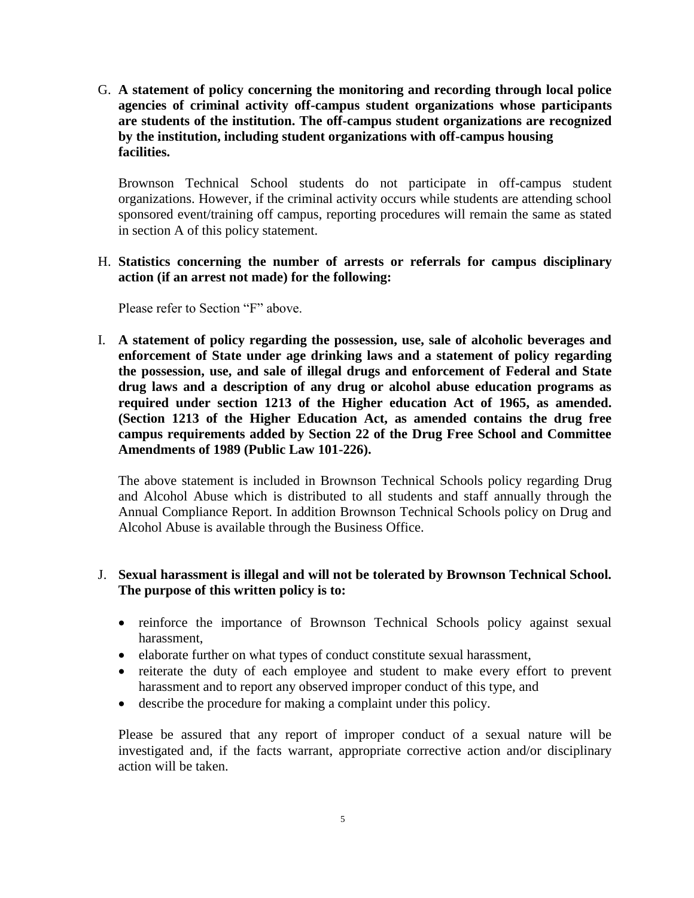G. **A statement of policy concerning the monitoring and recording through local police agencies of criminal activity off-campus student organizations whose participants are students of the institution. The off-campus student organizations are recognized by the institution, including student organizations with off-campus housing facilities.**

Brownson Technical School students do not participate in off-campus student organizations. However, if the criminal activity occurs while students are attending school sponsored event/training off campus, reporting procedures will remain the same as stated in section A of this policy statement.

H. **Statistics concerning the number of arrests or referrals for campus disciplinary action (if an arrest not made) for the following:**

Please refer to Section "F" above.

I. **A statement of policy regarding the possession, use, sale of alcoholic beverages and enforcement of State under age drinking laws and a statement of policy regarding the possession, use, and sale of illegal drugs and enforcement of Federal and State drug laws and a description of any drug or alcohol abuse education programs as required under section 1213 of the Higher education Act of 1965, as amended. (Section 1213 of the Higher Education Act, as amended contains the drug free campus requirements added by Section 22 of the Drug Free School and Committee Amendments of 1989 (Public Law 101-226).**

The above statement is included in Brownson Technical Schools policy regarding Drug and Alcohol Abuse which is distributed to all students and staff annually through the Annual Compliance Report. In addition Brownson Technical Schools policy on Drug and Alcohol Abuse is available through the Business Office.

J. **Sexual harassment is illegal and will not be tolerated by Brownson Technical School. The purpose of this written policy is to:**

- reinforce the importance of Brownson Technical Schools policy against sexual harassment,
- elaborate further on what types of conduct constitute sexual harassment,
- reiterate the duty of each employee and student to make every effort to prevent harassment and to report any observed improper conduct of this type, and
- describe the procedure for making a complaint under this policy.

Please be assured that any report of improper conduct of a sexual nature will be investigated and, if the facts warrant, appropriate corrective action and/or disciplinary action will be taken.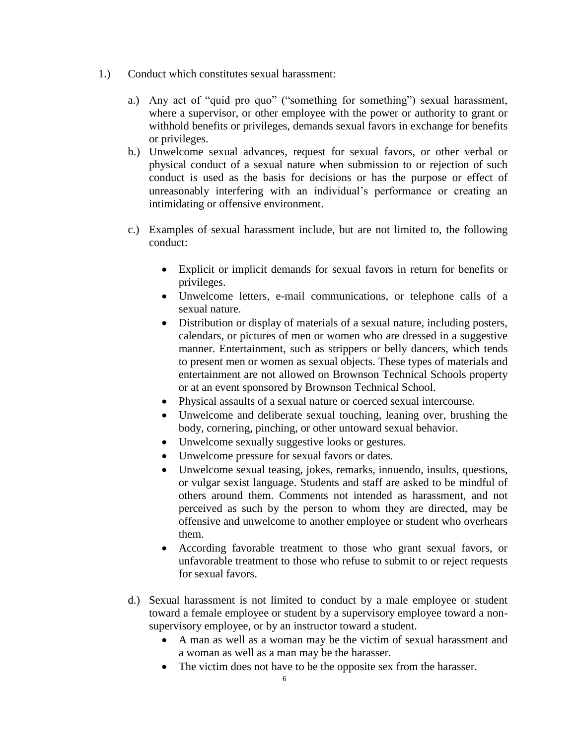1.) Conduct which constitutes sexual harassment:

a.) Any act of "quid pro quo" ("something for something") sexual harassment, where a supervisor, or other employee with the power or authority to grant or withhold benefits or privileges, demands sexual favors in exchange for benefits or privileges.

b.) Unwelcome sexual advances, request for sexual favors, or other verbal or physical conduct of a sexual nature when submission to or rejection of such conduct is used as the basis for decisions or has the purpose or effect of unreasonably interfering with an individual's performance or creating an intimidating or offensive environment.

c.) Examples of sexual harassment include, but are not limited to, the following conduct:

- Explicit or implicit demands for sexual favors in return for benefits or privileges.
- Unwelcome letters, e-mail communications, or telephone calls of a sexual nature.
- Distribution or display of materials of a sexual nature, including posters, calendars, or pictures of men or women who are dressed in a suggestive manner. Entertainment, such as strippers or belly dancers, which tends to present men or women as sexual objects. These types of materials and entertainment are not allowed on Brownson Technical Schools property or at an event sponsored by Brownson Technical School.
- Physical assaults of a sexual nature or coerced sexual intercourse.
- Unwelcome and deliberate sexual touching, leaning over, brushing the body, cornering, pinching, or other untoward sexual behavior.
- Unwelcome sexually suggestive looks or gestures.
- Unwelcome pressure for sexual favors or dates.
- Unwelcome sexual teasing, jokes, remarks, innuendo, insults, questions, or vulgar sexist language. Students and staff are asked to be mindful of others around them. Comments not intended as harassment, and not perceived as such by the person to whom they are directed, may be offensive and unwelcome to another employee or student who overhears them.
- According favorable treatment to those who grant sexual favors, or unfavorable treatment to those who refuse to submit to or reject requests for sexual favors.

d.) Sexual harassment is not limited to conduct by a male employee or student toward a female employee or student by a supervisory employee toward a non-supervisory employee, or by an instructor toward a student.

- A man as well as a woman may be the victim of sexual harassment and a woman as well as a man may be the harasser.
- The victim does not have to be the opposite sex from the harasser.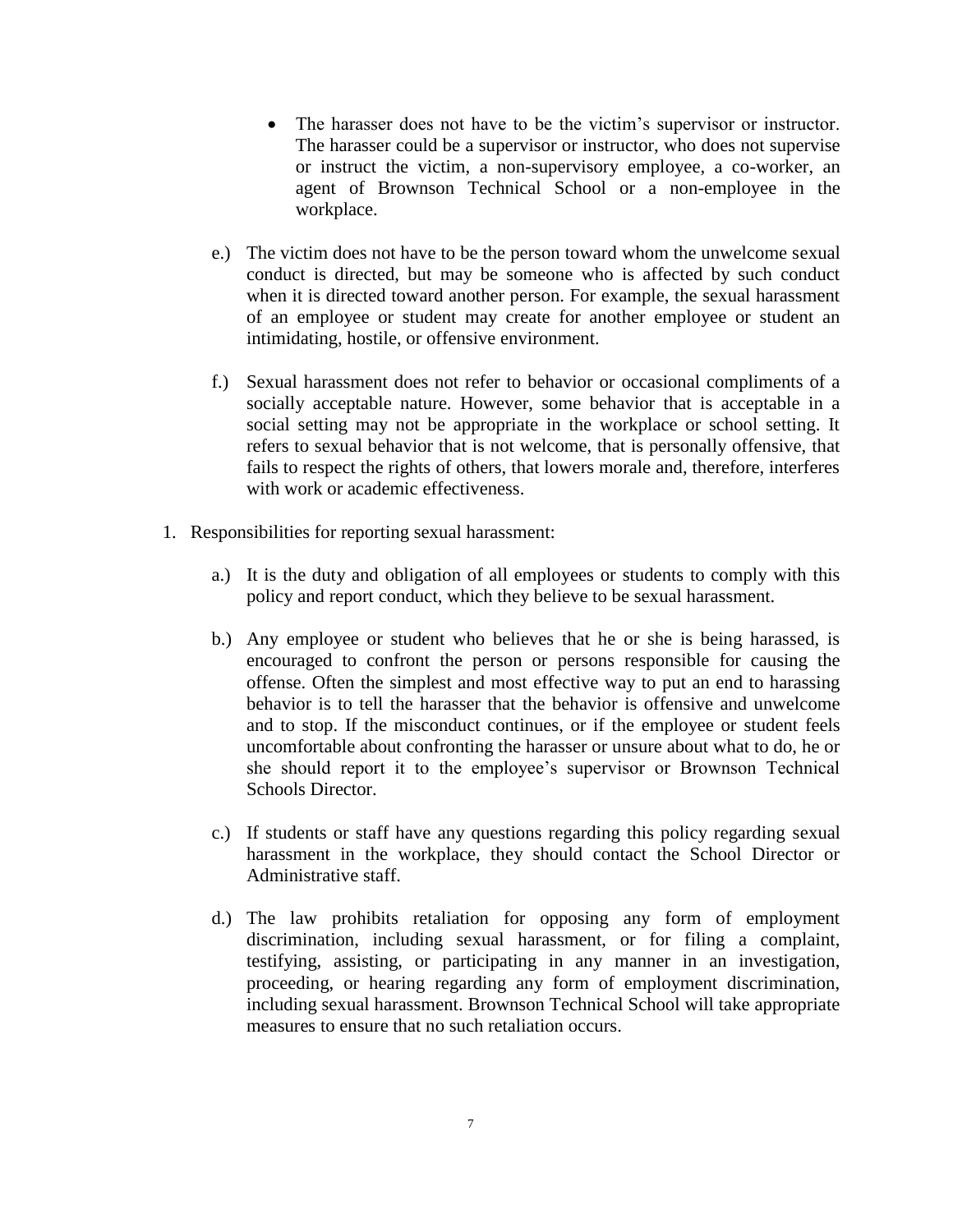- The harasser does not have to be the victim's supervisor or instructor. The harasser could be a supervisor or instructor, who does not supervise or instruct the victim, a non-supervisory employee, a co-worker, an agent of Brownson Technical School or a non-employee in the workplace.

e.) The victim does not have to be the person toward whom the unwelcome sexual conduct is directed, but may be someone who is affected by such conduct when it is directed toward another person. For example, the sexual harassment of an employee or student may create for another employee or student an intimidating, hostile, or offensive environment.

f.) Sexual harassment does not refer to behavior or occasional compliments of a socially acceptable nature. However, some behavior that is acceptable in a social setting may not be appropriate in the workplace or school setting. It refers to sexual behavior that is not welcome, that is personally offensive, that fails to respect the rights of others, that lowers morale and, therefore, interferes with work or academic effectiveness.

1. Responsibilities for reporting sexual harassment:

   a.) It is the duty and obligation of all employees or students to comply with this policy and report conduct, which they believe to be sexual harassment.

   b.) Any employee or student who believes that he or she is being harassed, is encouraged to confront the person or persons responsible for causing the offense. Often the simplest and most effective way to put an end to harassing behavior is to tell the harasser that the behavior is offensive and unwelcome and to stop. If the misconduct continues, or if the employee or student feels uncomfortable about confronting the harasser or unsure about what to do, he or she should report it to the employee's supervisor or Brownson Technical Schools Director.

   c.) If students or staff have any questions regarding this policy regarding sexual harassment in the workplace, they should contact the School Director or Administrative staff.

   d.) The law prohibits retaliation for opposing any form of employment discrimination, including sexual harassment, or for filing a complaint, testifying, assisting, or participating in any manner in an investigation, proceeding, or hearing regarding any form of employment discrimination, including sexual harassment. Brownson Technical School will take appropriate measures to ensure that no such retaliation occurs.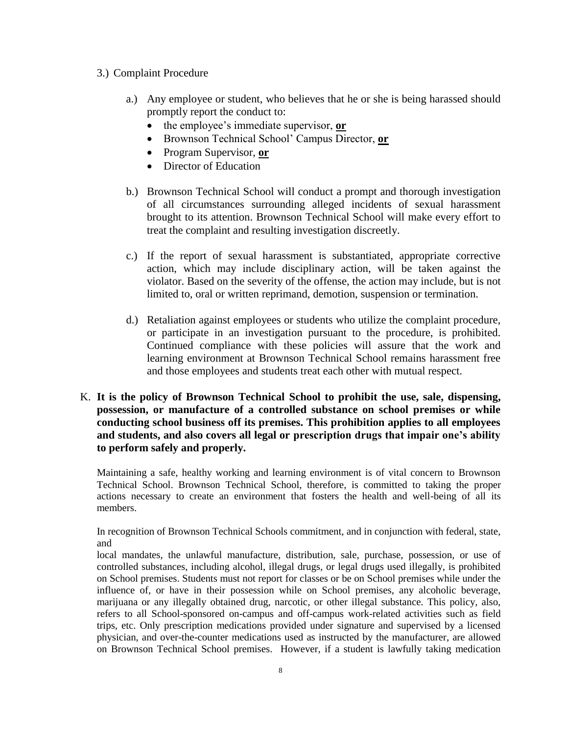3.) Complaint Procedure

a.) Any employee or student, who believes that he or she is being harassed should promptly report the conduct to:

- the employee's immediate supervisor, **or**
- Brownson Technical School' Campus Director, **or**
- Program Supervisor, **or**
- Director of Education

b.) Brownson Technical School will conduct a prompt and thorough investigation of all circumstances surrounding alleged incidents of sexual harassment brought to its attention. Brownson Technical School will make every effort to treat the complaint and resulting investigation discreetly.

c.) If the report of sexual harassment is substantiated, appropriate corrective action, which may include disciplinary action, will be taken against the violator. Based on the severity of the offense, the action may include, but is not limited to, oral or written reprimand, demotion, suspension or termination.

d.) Retaliation against employees or students who utilize the complaint procedure, or participate in an investigation pursuant to the procedure, is prohibited. Continued compliance with these policies will assure that the work and learning environment at Brownson Technical School remains harassment free and those employees and students treat each other with mutual respect.

K. **It is the policy of Brownson Technical School to prohibit the use, sale, dispensing, possession, or manufacture of a controlled substance on school premises or while conducting school business off its premises. This prohibition applies to all employees and students, and also covers all legal or prescription drugs that impair one's ability to perform safely and properly.**

Maintaining a safe, healthy working and learning environment is of vital concern to Brownson Technical School. Brownson Technical School, therefore, is committed to taking the proper actions necessary to create an environment that fosters the health and well-being of all its members.

In recognition of Brownson Technical Schools commitment, and in conjunction with federal, state, and
local mandates, the unlawful manufacture, distribution, sale, purchase, possession, or use of controlled substances, including alcohol, illegal drugs, or legal drugs used illegally, is prohibited on School premises. Students must not report for classes or be on School premises while under the influence of, or have in their possession while on School premises, any alcoholic beverage, marijuana or any illegally obtained drug, narcotic, or other illegal substance. This policy, also, refers to all School-sponsored on-campus and off-campus work-related activities such as field trips, etc. Only prescription medications provided under signature and supervised by a licensed physician, and over-the-counter medications used as instructed by the manufacturer, are allowed on Brownson Technical School premises. However, if a student is lawfully taking medication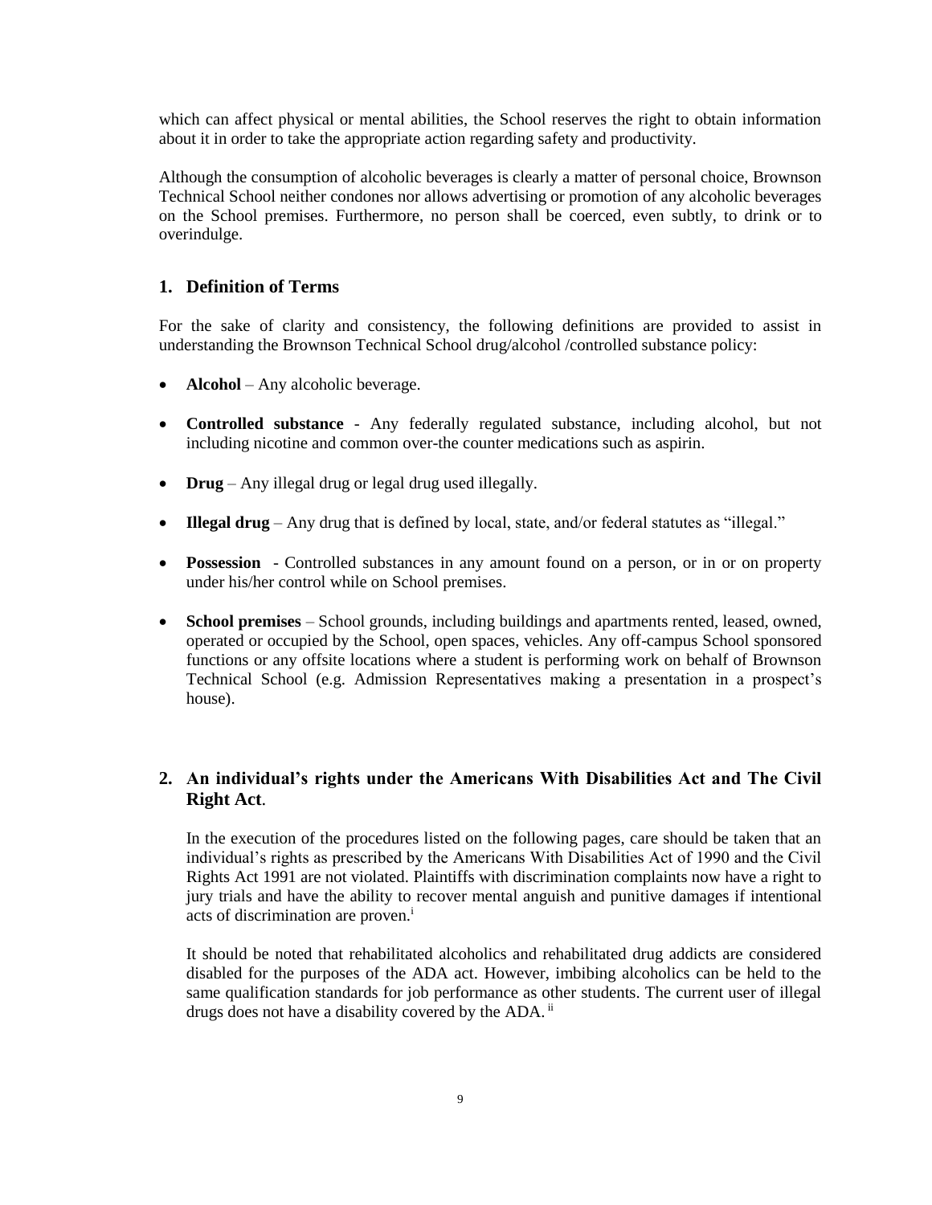which can affect physical or mental abilities, the School reserves the right to obtain information about it in order to take the appropriate action regarding safety and productivity.

Although the consumption of alcoholic beverages is clearly a matter of personal choice, Brownson Technical School neither condones nor allows advertising or promotion of any alcoholic beverages on the School premises. Furthermore, no person shall be coerced, even subtly, to drink or to overindulge.

## 1. Definition of Terms

For the sake of clarity and consistency, the following definitions are provided to assist in understanding the Brownson Technical School drug/alcohol /controlled substance policy:

- **Alcohol** – Any alcoholic beverage.
- **Controlled substance** - Any federally regulated substance, including alcohol, but not including nicotine and common over-the counter medications such as aspirin.
- **Drug** – Any illegal drug or legal drug used illegally.
- **Illegal drug** – Any drug that is defined by local, state, and/or federal statutes as "illegal."
- **Possession** - Controlled substances in any amount found on a person, or in or on property under his/her control while on School premises.
- **School premises** – School grounds, including buildings and apartments rented, leased, owned, operated or occupied by the School, open spaces, vehicles. Any off-campus School sponsored functions or any offsite locations where a student is performing work on behalf of Brownson Technical School (e.g. Admission Representatives making a presentation in a prospect's house).

## 2. An individual's rights under the Americans With Disabilities Act and The Civil Right Act.

In the execution of the procedures listed on the following pages, care should be taken that an individual's rights as prescribed by the Americans With Disabilities Act of 1990 and the Civil Rights Act 1991 are not violated. Plaintiffs with discrimination complaints now have a right to jury trials and have the ability to recover mental anguish and punitive damages if intentional acts of discrimination are proven.[i]

It should be noted that rehabilitated alcoholics and rehabilitated drug addicts are considered disabled for the purposes of the ADA act. However, imbibing alcoholics can be held to the same qualification standards for job performance as other students. The current user of illegal drugs does not have a disability covered by the ADA.[ii]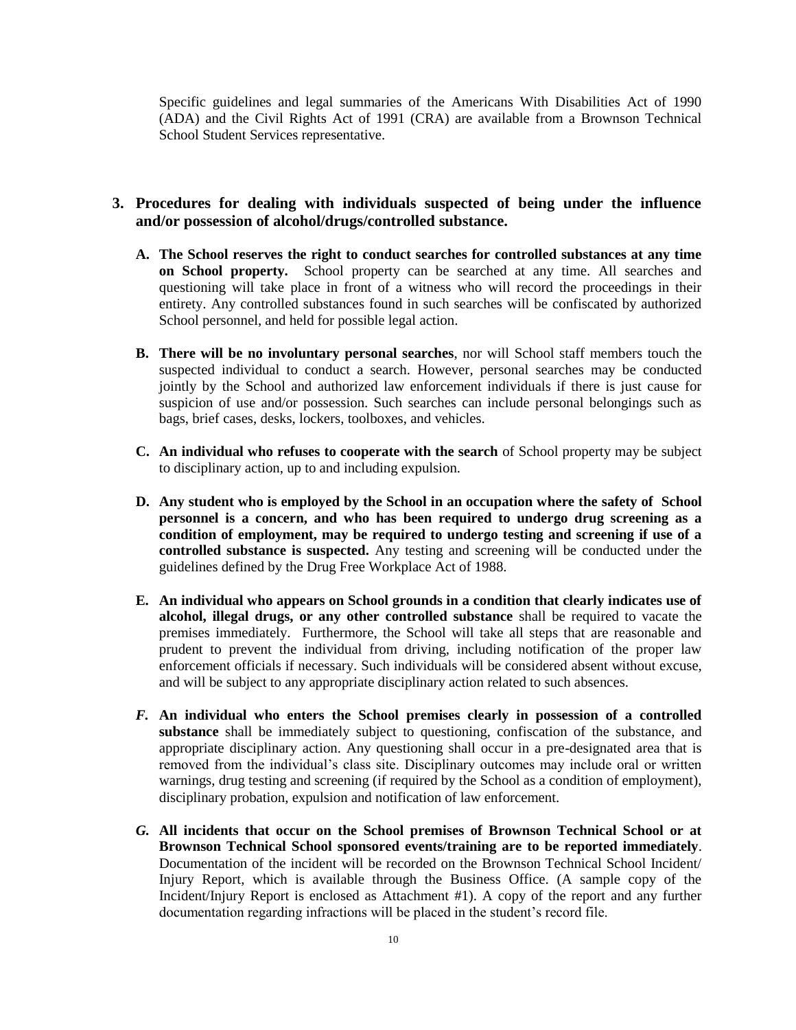Specific guidelines and legal summaries of the Americans With Disabilities Act of 1990 (ADA) and the Civil Rights Act of 1991 (CRA) are available from a Brownson Technical School Student Services representative.

**3. Procedures for dealing with individuals suspected of being under the influence and/or possession of alcohol/drugs/controlled substance.**

**A. The School reserves the right to conduct searches for controlled substances at any time on School property.** School property can be searched at any time. All searches and questioning will take place in front of a witness who will record the proceedings in their entirety. Any controlled substances found in such searches will be confiscated by authorized School personnel, and held for possible legal action.

**B. There will be no involuntary personal searches**, nor will School staff members touch the suspected individual to conduct a search. However, personal searches may be conducted jointly by the School and authorized law enforcement individuals if there is just cause for suspicion of use and/or possession. Such searches can include personal belongings such as bags, brief cases, desks, lockers, toolboxes, and vehicles.

**C. An individual who refuses to cooperate with the search** of School property may be subject to disciplinary action, up to and including expulsion.

**D. Any student who is employed by the School in an occupation where the safety of School personnel is a concern, and who has been required to undergo drug screening as a condition of employment, may be required to undergo testing and screening if use of a controlled substance is suspected.** Any testing and screening will be conducted under the guidelines defined by the Drug Free Workplace Act of 1988.

**E. An individual who appears on School grounds in a condition that clearly indicates use of alcohol, illegal drugs, or any other controlled substance** shall be required to vacate the premises immediately. Furthermore, the School will take all steps that are reasonable and prudent to prevent the individual from driving, including notification of the proper law enforcement officials if necessary. Such individuals will be considered absent without excuse, and will be subject to any appropriate disciplinary action related to such absences.

***F.* An individual who enters the School premises clearly in possession of a controlled substance** shall be immediately subject to questioning, confiscation of the substance, and appropriate disciplinary action. Any questioning shall occur in a pre-designated area that is removed from the individual's class site. Disciplinary outcomes may include oral or written warnings, drug testing and screening (if required by the School as a condition of employment), disciplinary probation, expulsion and notification of law enforcement.

***G.* All incidents that occur on the School premises of Brownson Technical School or at Brownson Technical School sponsored events/training are to be reported immediately**. Documentation of the incident will be recorded on the Brownson Technical School Incident/ Injury Report, which is available through the Business Office. (A sample copy of the Incident/Injury Report is enclosed as Attachment #1). A copy of the report and any further documentation regarding infractions will be placed in the student's record file.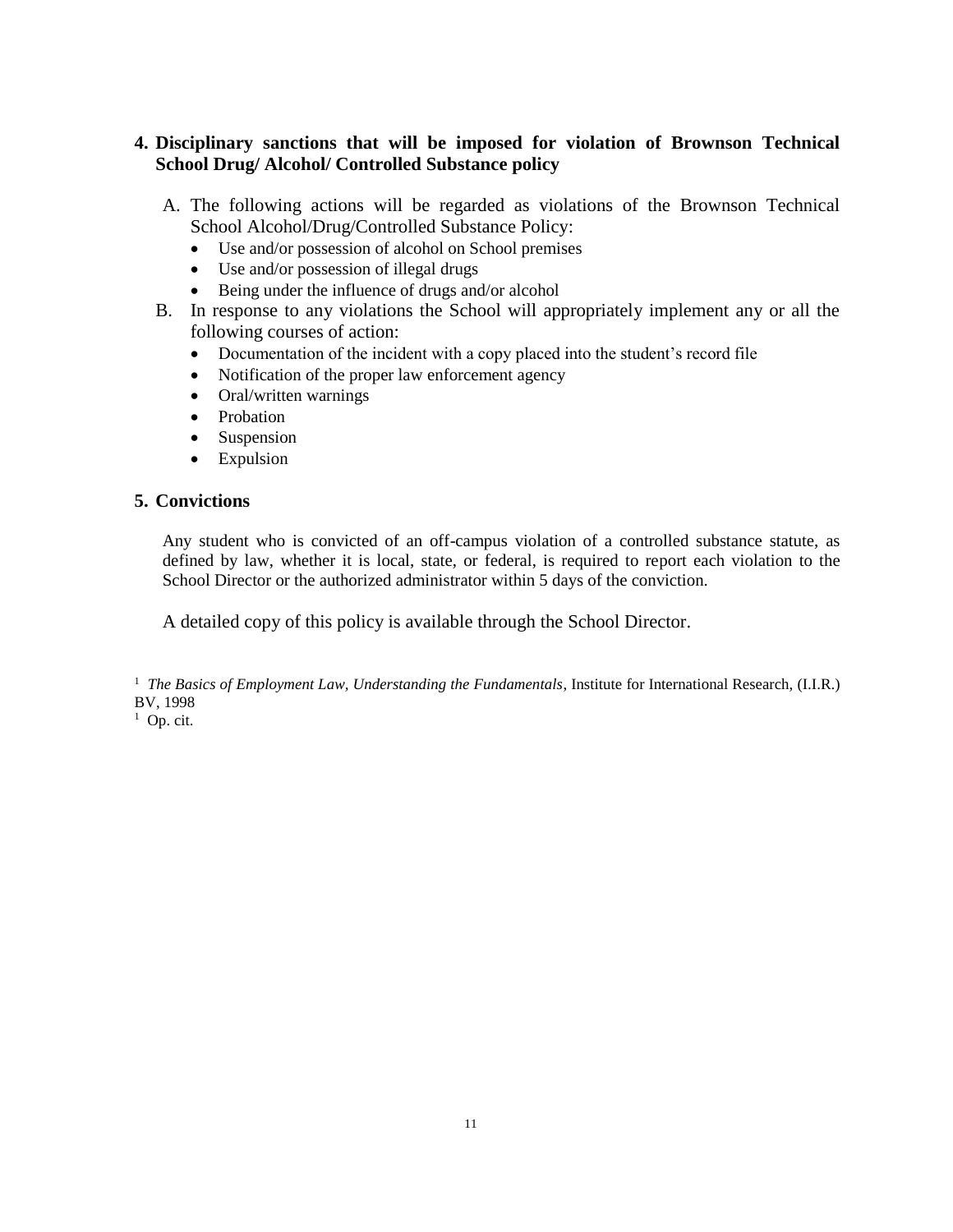## 4. Disciplinary sanctions that will be imposed for violation of Brownson Technical School Drug/ Alcohol/ Controlled Substance policy

A. The following actions will be regarded as violations of the Brownson Technical School Alcohol/Drug/Controlled Substance Policy:

- Use and/or possession of alcohol on School premises
- Use and/or possession of illegal drugs
- Being under the influence of drugs and/or alcohol

B. In response to any violations the School will appropriately implement any or all the following courses of action:

- Documentation of the incident with a copy placed into the student's record file
- Notification of the proper law enforcement agency
- Oral/written warnings
- Probation
- Suspension
- Expulsion

## 5. Convictions

Any student who is convicted of an off-campus violation of a controlled substance statute, as defined by law, whether it is local, state, or federal, is required to report each violation to the School Director or the authorized administrator within 5 days of the conviction.

A detailed copy of this policy is available through the School Director.

[1] *The Basics of Employment Law, Understanding the Fundamentals*, Institute for International Research, (I.I.R.) BV, 1998

[1] Op. cit.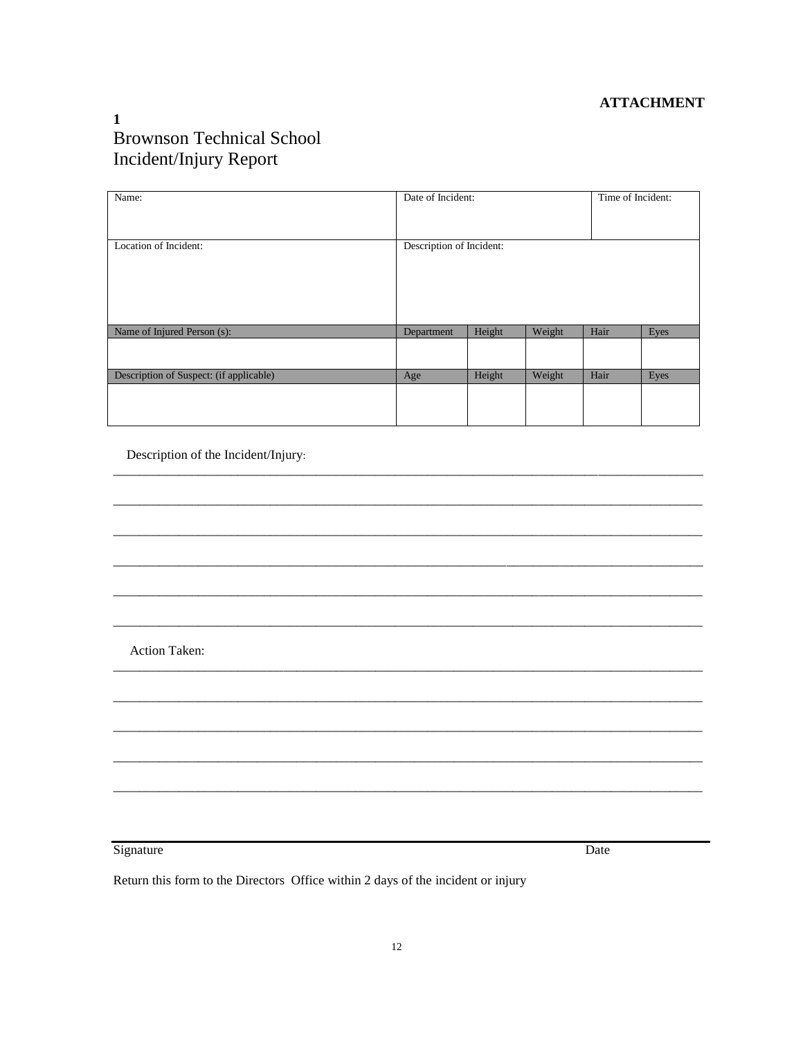**ATTACHMENT 1**

# Brownson Technical School
# Incident/Injury Report

| Name: | Date of Incident: | | | Time of Incident: | |
|---|---|---|---|---|---|
| Location of Incident: | Description of Incident: | | | | |
| Name of Injured Person (s): | Department | Height | Weight | Hair | Eyes |
| | | | | | |
| Description of Suspect: (if applicable) | Age | Height | Weight | Hair | Eyes |
| | | | | | |

Description of the Incident/Injury:

_______________________________________________________________________________

_______________________________________________________________________________

_______________________________________________________________________________

_______________________________________________________________________________

_______________________________________________________________________________

_______________________________________________________________________________

Action Taken:

_______________________________________________________________________________

_______________________________________________________________________________

_______________________________________________________________________________

_______________________________________________________________________________

_______________________________________________________________________________

Signature                                                                                                    Date

Return this form to the Directors Office within 2 days of the incident or injury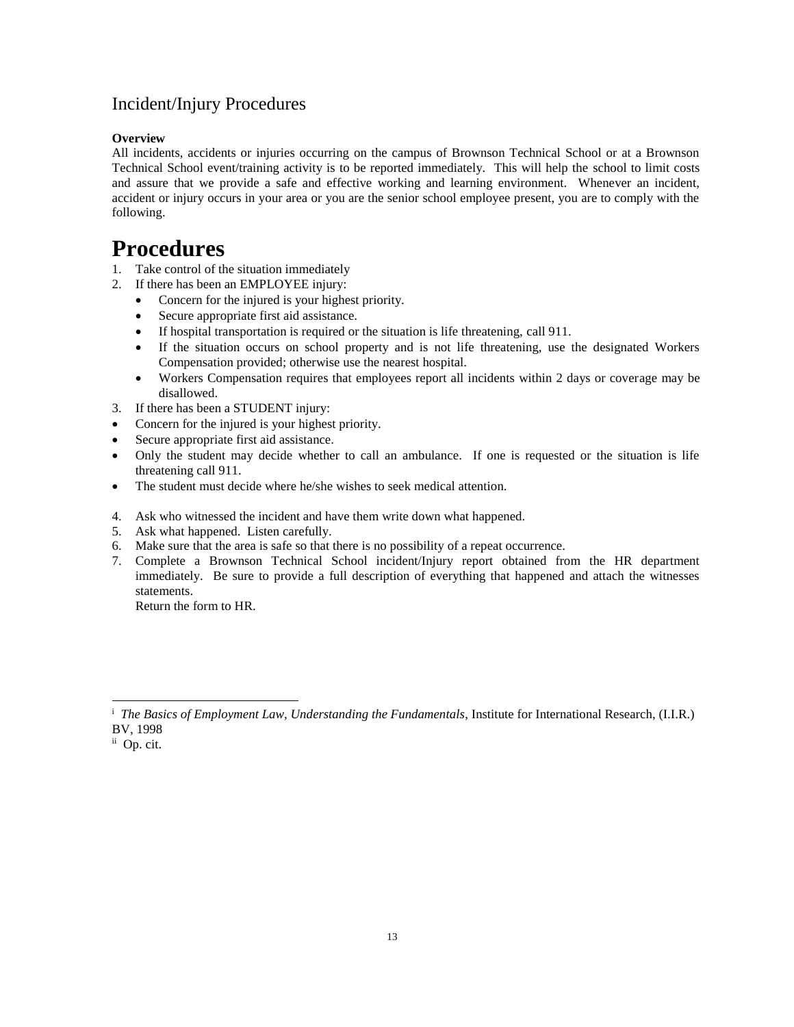## Incident/Injury Procedures

**Overview**

All incidents, accidents or injuries occurring on the campus of Brownson Technical School or at a Brownson Technical School event/training activity is to be reported immediately. This will help the school to limit costs and assure that we provide a safe and effective working and learning environment. Whenever an incident, accident or injury occurs in your area or you are the senior school employee present, you are to comply with the following.

# Procedures

1. Take control of the situation immediately
2. If there has been an EMPLOYEE injury:
   - Concern for the injured is your highest priority.
   - Secure appropriate first aid assistance.
   - If hospital transportation is required or the situation is life threatening, call 911.
   - If the situation occurs on school property and is not life threatening, use the designated Workers Compensation provided; otherwise use the nearest hospital.
   - Workers Compensation requires that employees report all incidents within 2 days or coverage may be disallowed.
3. If there has been a STUDENT injury:

- Concern for the injured is your highest priority.
- Secure appropriate first aid assistance.
- Only the student may decide whether to call an ambulance. If one is requested or the situation is life threatening call 911.
- The student must decide where he/she wishes to seek medical attention.

4. Ask who witnessed the incident and have them write down what happened.
5. Ask what happened. Listen carefully.
6. Make sure that the area is safe so that there is no possibility of a repeat occurrence.
7. Complete a Brownson Technical School incident/Injury report obtained from the HR department immediately. Be sure to provide a full description of everything that happened and attach the witnesses statements.
   Return the form to HR.

---

[i] *The Basics of Employment Law, Understanding the Fundamentals*, Institute for International Research, (I.I.R.) BV, 1998

[ii] Op. cit.